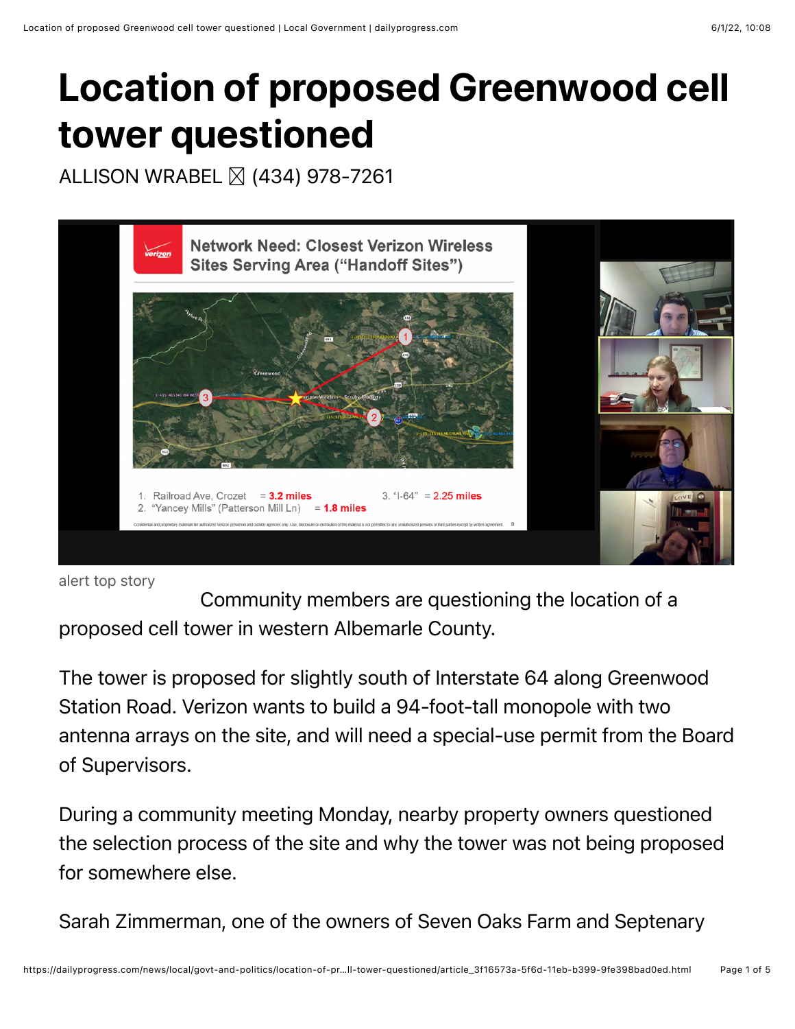# Location of proposed Greenwood cell tower questioned

ALLISON WRABEL ☒ (434) 978-7261

alert top story

Community members are questioning the location of a proposed cell tower in western Albemarle County.

The tower is proposed for slightly south of Interstate 64 along Greenwood Station Road. Verizon wants to build a 94-foot-tall monopole with two antenna arrays on the site, and will need a special-use permit from the Board of Supervisors.

During a community meeting Monday, nearby property owners questioned the selection process of the site and why the tower was not being proposed for somewhere else.

Sarah Zimmerman, one of the owners of Seven Oaks Farm and Septenary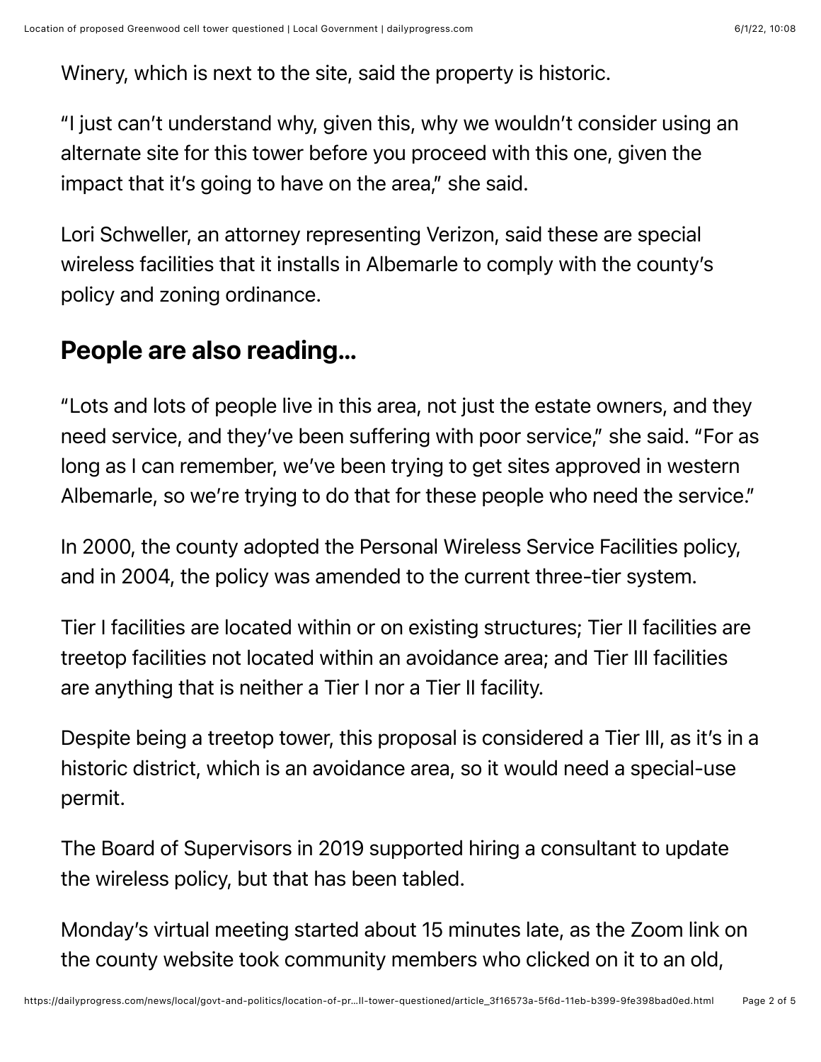Winery, which is next to the site, said the property is historic.

“I just can’t understand why, given this, why we wouldn’t consider using an alternate site for this tower before you proceed with this one, given the impact that it’s going to have on the area,” she said.

Lori Schweller, an attorney representing Verizon, said these are special wireless facilities that it installs in Albemarle to comply with the county’s policy and zoning ordinance.

## People are also reading…

“Lots and lots of people live in this area, not just the estate owners, and they need service, and they’ve been suffering with poor service,” she said. “For as long as I can remember, we’ve been trying to get sites approved in western Albemarle, so we’re trying to do that for these people who need the service.”

In 2000, the county adopted the Personal Wireless Service Facilities policy, and in 2004, the policy was amended to the current three-tier system.

Tier I facilities are located within or on existing structures; Tier II facilities are treetop facilities not located within an avoidance area; and Tier III facilities are anything that is neither a Tier I nor a Tier II facility.

Despite being a treetop tower, this proposal is considered a Tier III, as it’s in a historic district, which is an avoidance area, so it would need a special-use permit.

The Board of Supervisors in 2019 supported hiring a consultant to update the wireless policy, but that has been tabled.

Monday’s virtual meeting started about 15 minutes late, as the Zoom link on the county website took community members who clicked on it to an old,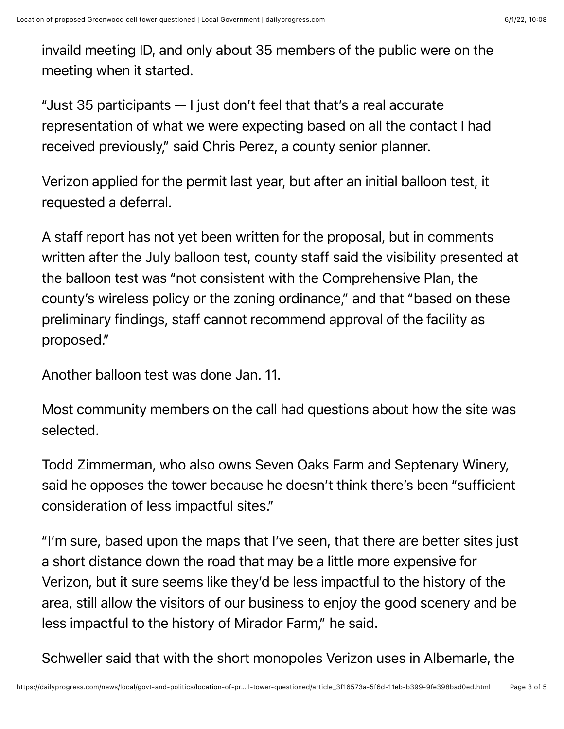invaild meeting ID, and only about 35 members of the public were on the meeting when it started.

"Just 35 participants — I just don't feel that that's a real accurate representation of what we were expecting based on all the contact I had received previously," said Chris Perez, a county senior planner.

Verizon applied for the permit last year, but after an initial balloon test, it requested a deferral.

A staff report has not yet been written for the proposal, but in comments written after the July balloon test, county staff said the visibility presented at the balloon test was "not consistent with the Comprehensive Plan, the county's wireless policy or the zoning ordinance," and that "based on these preliminary findings, staff cannot recommend approval of the facility as proposed."

Another balloon test was done Jan. 11.

Most community members on the call had questions about how the site was selected.

Todd Zimmerman, who also owns Seven Oaks Farm and Septenary Winery, said he opposes the tower because he doesn't think there's been "sufficient consideration of less impactful sites."

"I'm sure, based upon the maps that I've seen, that there are better sites just a short distance down the road that may be a little more expensive for Verizon, but it sure seems like they'd be less impactful to the history of the area, still allow the visitors of our business to enjoy the good scenery and be less impactful to the history of Mirador Farm," he said.

Schweller said that with the short monopoles Verizon uses in Albemarle, the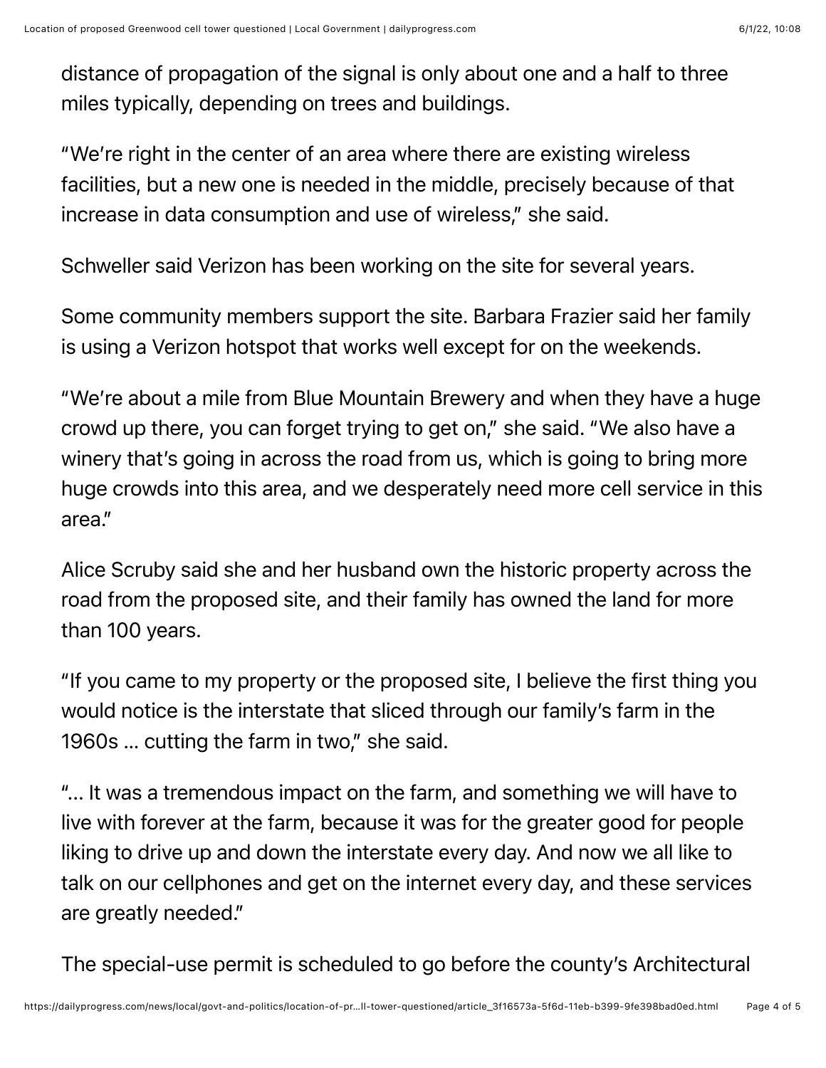distance of propagation of the signal is only about one and a half to three miles typically, depending on trees and buildings.

"We're right in the center of an area where there are existing wireless facilities, but a new one is needed in the middle, precisely because of that increase in data consumption and use of wireless," she said.

Schweller said Verizon has been working on the site for several years.

Some community members support the site. Barbara Frazier said her family is using a Verizon hotspot that works well except for on the weekends.

"We're about a mile from Blue Mountain Brewery and when they have a huge crowd up there, you can forget trying to get on," she said. "We also have a winery that's going in across the road from us, which is going to bring more huge crowds into this area, and we desperately need more cell service in this area."

Alice Scruby said she and her husband own the historic property across the road from the proposed site, and their family has owned the land for more than 100 years.

"If you came to my property or the proposed site, I believe the first thing you would notice is the interstate that sliced through our family's farm in the 1960s ... cutting the farm in two," she said.

"... It was a tremendous impact on the farm, and something we will have to live with forever at the farm, because it was for the greater good for people liking to drive up and down the interstate every day. And now we all like to talk on our cellphones and get on the internet every day, and these services are greatly needed."

The special-use permit is scheduled to go before the county's Architectural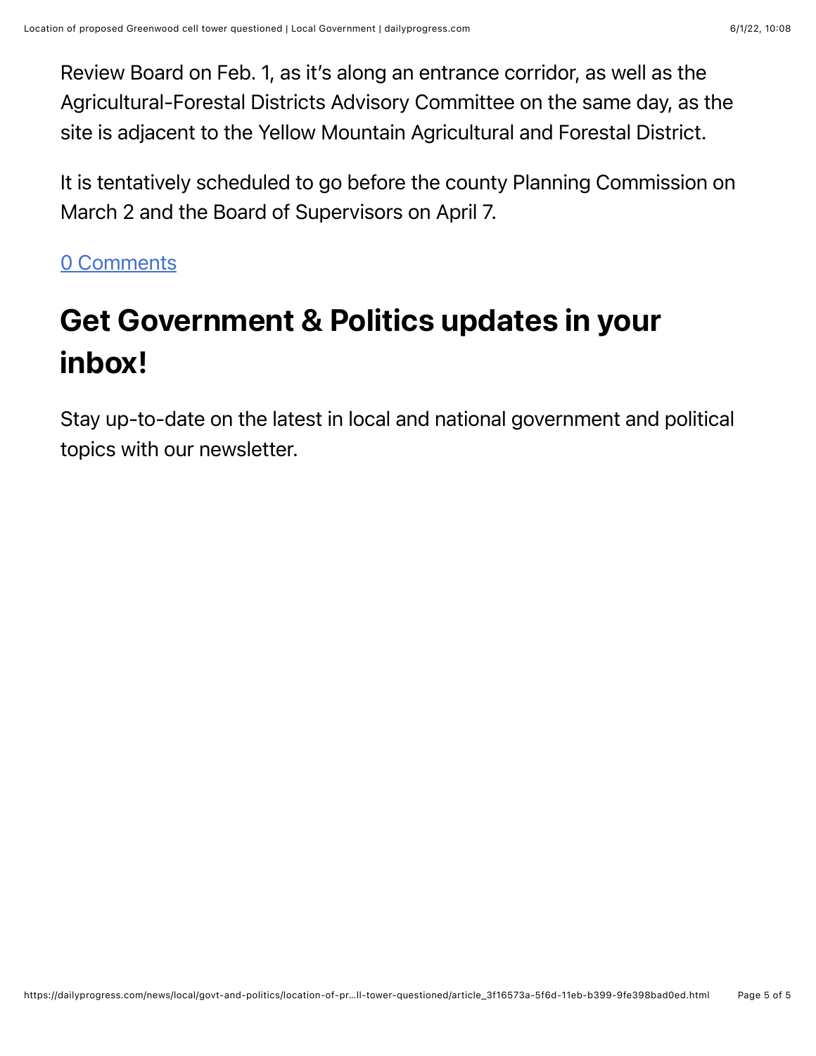Review Board on Feb. 1, as it's along an entrance corridor, as well as the Agricultural-Forestal Districts Advisory Committee on the same day, as the site is adjacent to the Yellow Mountain Agricultural and Forestal District.

It is tentatively scheduled to go before the county Planning Commission on March 2 and the Board of Supervisors on April 7.

0 Comments

## Get Government & Politics updates in your inbox!

Stay up-to-date on the latest in local and national government and political topics with our newsletter.